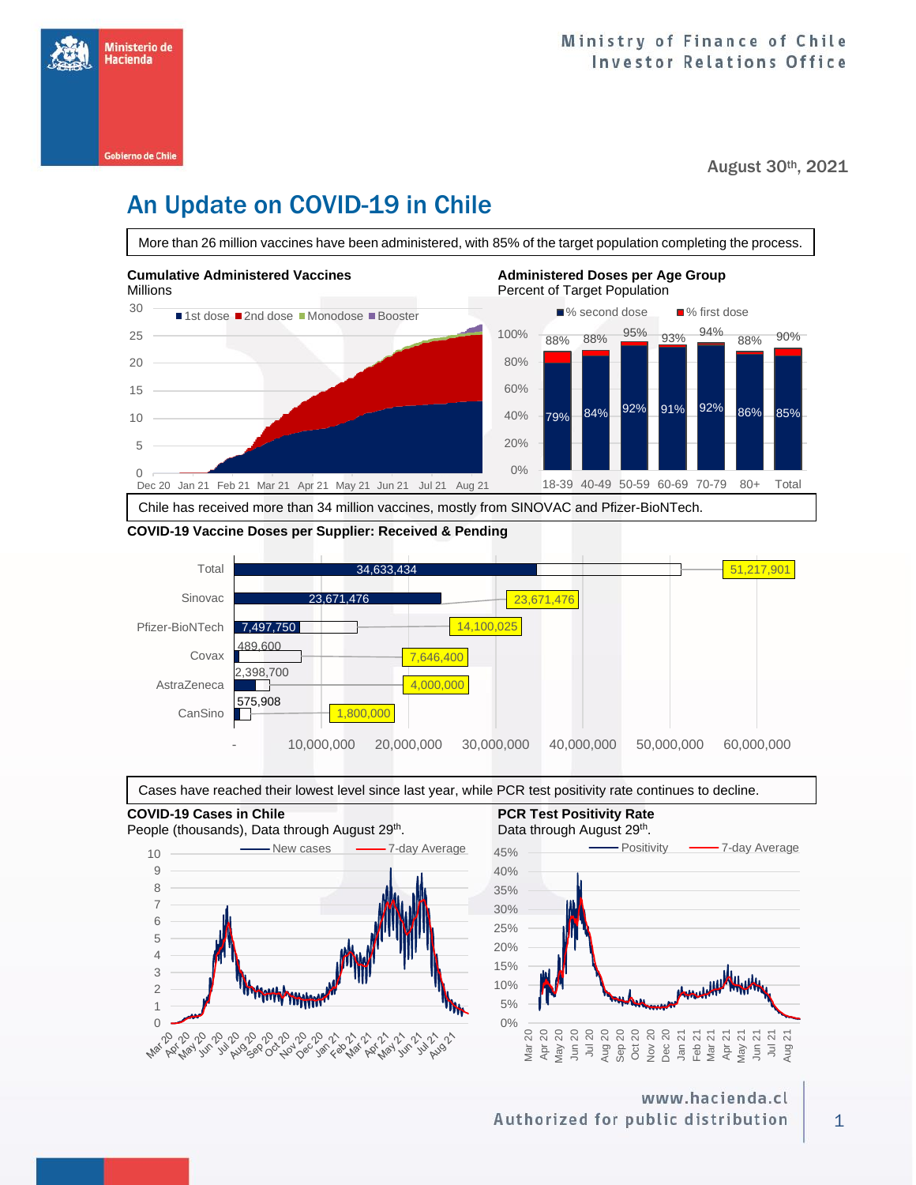Ministerio de Hacienda

Gobierno de Chile

Ministry of Finance of Chile
Investor Relations Office

August 30th, 2021

# An Update on COVID-19 in Chile

More than 26 million vaccines have been administered, with 85% of the target population completing the process.

**Cumulative Administered Vaccines**
Millions

**Administered Doses per Age Group**
Percent of Target Population

| Age group | % second dose | % first dose |
|---|---|---|
| 18-39 | 79% | 88% |
| 40-49 | 84% | 88% |
| 50-59 | 92% | 95% |
| 60-69 | 91% | 93% |
| 70-79 | 92% | 94% |
| 80+ | 86% | 88% |
| Total | 85% | 90% |

Chile has received more than 34 million vaccines, mostly from SINOVAC and Pfizer-BioNTech.

**COVID-19 Vaccine Doses per Supplier: Received & Pending**

| Supplier | Received | Total |
|---|---|---|
| Total | 34,633,434 | 51,217,901 |
| Sinovac | 23,671,476 | 23,671,476 |
| Pfizer-BioNTech | 7,497,750 | 14,100,025 |
| Covax | 489,600 | 7,646,400 |
| AstraZeneca | 2,398,700 | 4,000,000 |
| CanSino | 575,908 | 1,800,000 |

Cases have reached their lowest level since last year, while PCR test positivity rate continues to decline.

**COVID-19 Cases in Chile**
People (thousands), Data through August 29th.

**PCR Test Positivity Rate**
Data through August 29th.

www.hacienda.cl
Authorized for public distribution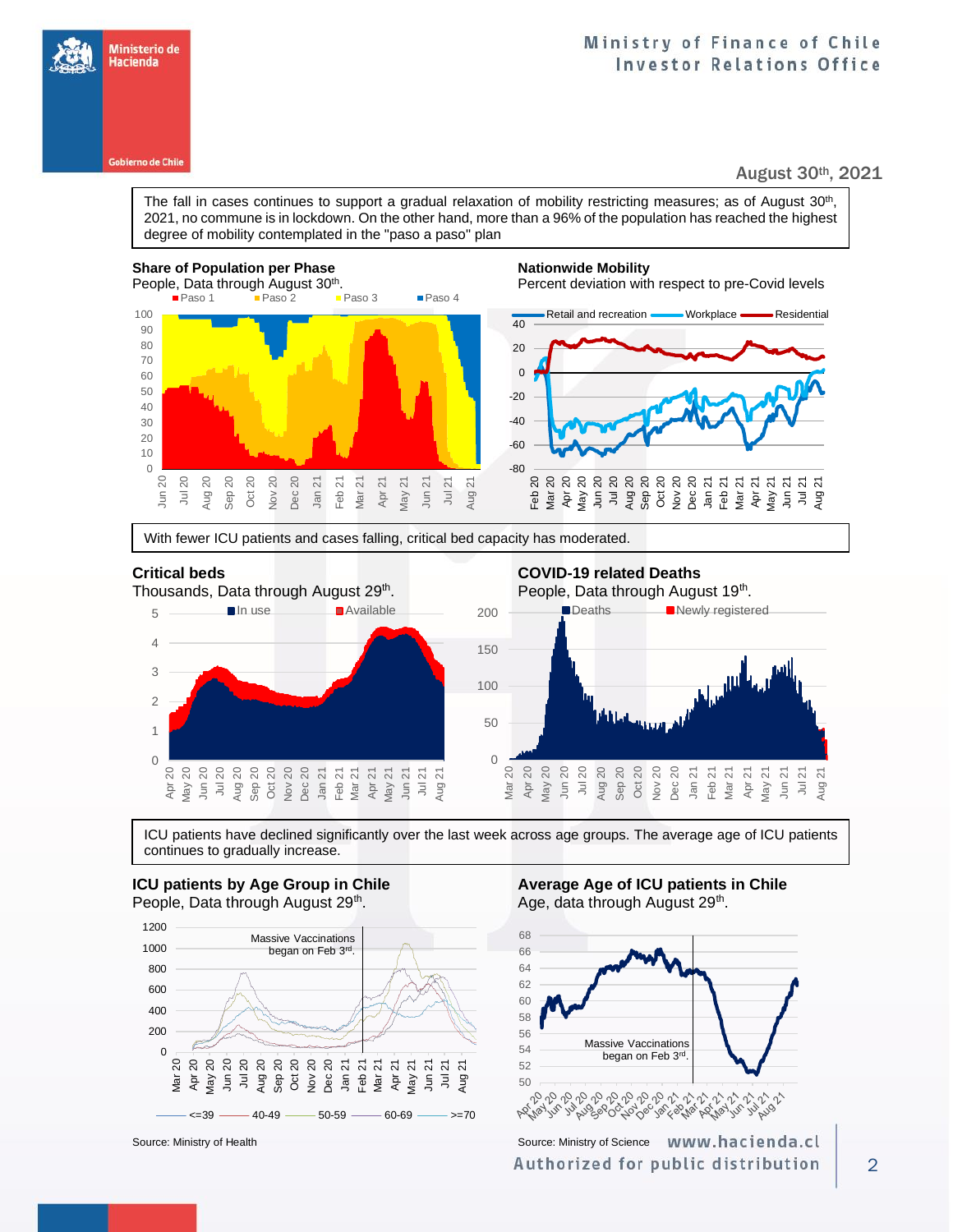The fall in cases continues to support a gradual relaxation of mobility restricting measures; as of August 30th, 2021, no commune is in lockdown. On the other hand, more than a 96% of the population has reached the highest degree of mobility contemplated in the "paso a paso" plan

**Share of Population per Phase**
People, Data through August 30th.

Paso 1
Paso 2
Paso 3
Paso 4

100
90
80
70
60
50
40
30
20
10
0

Jun 20
Jul 20
Aug 20
Sep 20
Oct 20
Nov 20
Dec 20
Jan 21
Feb 21
Mar 21
Apr 21
May 21
Jun 21
Jul 21
Aug 21

**Nationwide Mobility**
Percent deviation with respect to pre-Covid levels

Retail and recreation
Workplace
Residential

40
20
0
-20
-40
-60
-80

Feb 20
Mar 20
Apr 20
May 20
Jun 20
Jul 20
Aug 20
Sep 20
Oct 20
Nov 20
Dec 20
Jan 21
Feb 21
Mar 21
Apr 21
May 21
Jun 21
Jul 21
Aug 21

With fewer ICU patients and cases falling, critical bed capacity has moderated.

**Critical beds**
Thousands, Data through August 29th.

In use
Available

5
4
3
2
1
0

Apr 20
May 20
Jun 20
Jul 20
Aug 20
Sep 20
Oct 20
Nov 20
Dec 20
Jan 21
Feb 21
Mar 21
Apr 21
May 21
Jun 21
Jul 21
Aug 21

**COVID-19 related Deaths**
People, Data through August 19th.

Deaths
Newly registered

200
150
100
50
0

Mar 20
Apr 20
May 20
Jun 20
Jul 20
Aug 20
Sep 20
Oct 20
Nov 20
Dec 20
Jan 21
Feb 21
Mar 21
Apr 21
May 21
Jun 21
Jul 21
Aug 21

ICU patients have declined significantly over the last week across age groups. The average age of ICU patients continues to gradually increase.

**ICU patients by Age Group in Chile**
People, Data through August 29th.

1200
1000
800
600
400
200
0

Massive Vaccinations began on Feb 3rd.

Mar 20
Apr 20
May 20
Jun 20
Jul 20
Aug 20
Sep 20
Oct 20
Nov 20
Dec 20
Jan 21
Feb 21
Mar 21
Apr 21
May 21
Jun 21
Jul 21
Aug 21

<=39
40-49
50-59
60-69
>=70

Source: Ministry of Health

**Average Age of ICU patients in Chile**
Age, data through August 29th.

68
66
64
62
60
58
56
54
52
50

Massive Vaccinations began on Feb 3rd.

Apr 20
May 20
Jun 20
Jul 20
Aug 20
Sep 20
Oct 20
Nov 20
Dec 20
Jan 21
Feb 21
Mar 21
Apr 21
May 21
Jun 21
Jul 21
Aug 21

Source: Ministry of Science